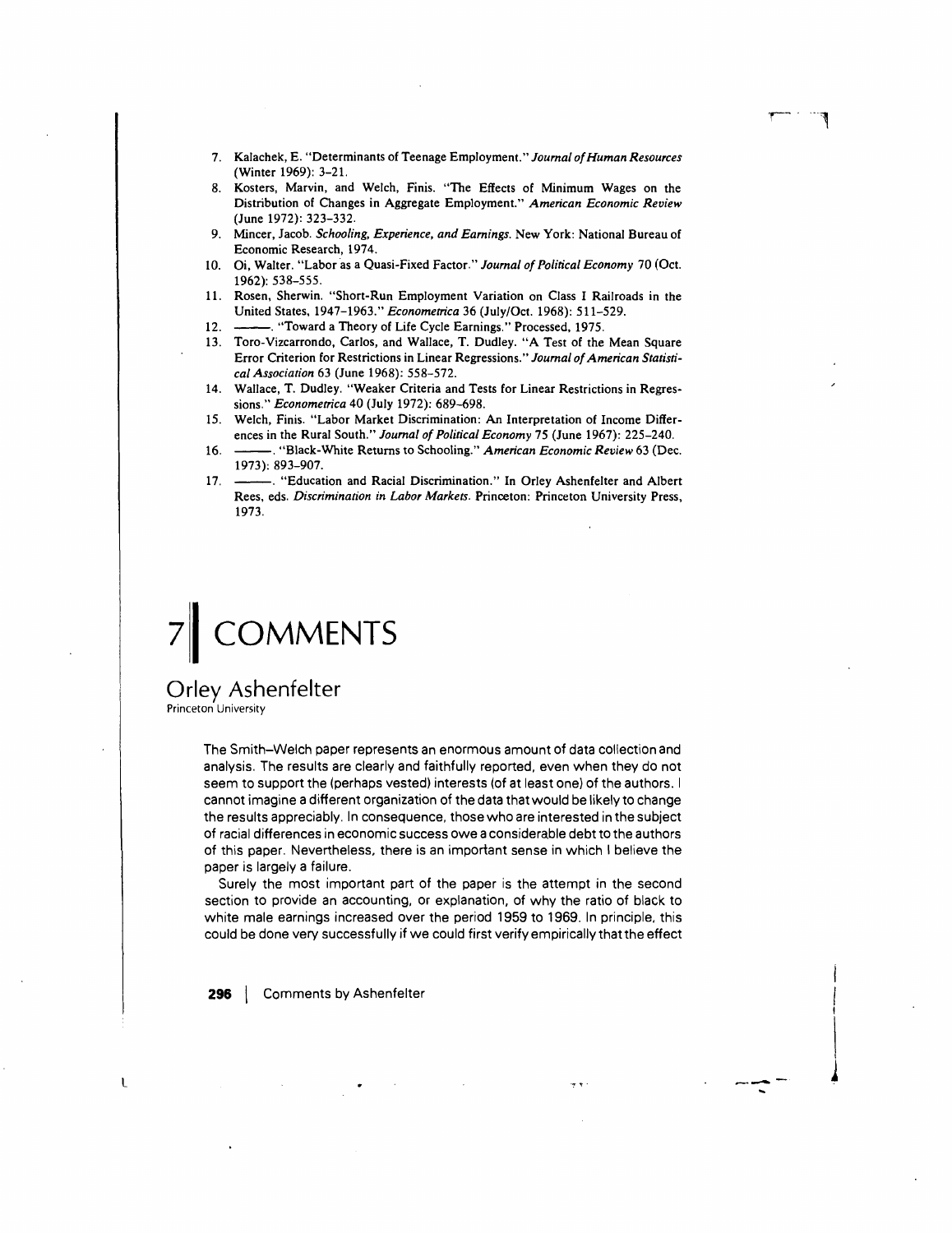7. Kalachek, E. "Determinants of Teenage Employment." *Journal of Human Resources* (Winter 1969): 3–21.
8. Kosters, Marvin, and Welch, Finis. "The Effects of Minimum Wages on the Distribution of Changes in Aggregate Employment." *American Economic Review* (June 1972): 323–332.
9. Mincer, Jacob. *Schooling, Experience, and Earnings*. New York: National Bureau of Economic Research, 1974.
10. Oi, Walter. "Labor as a Quasi-Fixed Factor." *Journal of Political Economy* 70 (Oct. 1962): 538–555.
11. Rosen, Sherwin. "Short-Run Employment Variation on Class I Railroads in the United States, 1947–1963." *Econometrica* 36 (July/Oct. 1968): 511–529.
12. ———. "Toward a Theory of Life Cycle Earnings." Processed, 1975.
13. Toro-Vizcarrondo, Carlos, and Wallace, T. Dudley. "A Test of the Mean Square Error Criterion for Restrictions in Linear Regressions." *Journal of American Statistical Association* 63 (June 1968): 558–572.
14. Wallace, T. Dudley. "Weaker Criteria and Tests for Linear Restrictions in Regressions." *Econometrica* 40 (July 1972): 689–698.
15. Welch, Finis. "Labor Market Discrimination: An Interpretation of Income Differences in the Rural South." *Journal of Political Economy* 75 (June 1967): 225–240.
16. ———. "Black-White Returns to Schooling." *American Economic Review* 63 (Dec. 1973): 893–907.
17. ———. "Education and Racial Discrimination." In Orley Ashenfelter and Albert Rees, eds. *Discrimination in Labor Markets*. Princeton: Princeton University Press, 1973.

# 7 COMMENTS

## Orley Ashenfelter

Princeton University

The Smith–Welch paper represents an enormous amount of data collection and analysis. The results are clearly and faithfully reported, even when they do not seem to support the (perhaps vested) interests (of at least one) of the authors. I cannot imagine a different organization of the data that would be likely to change the results appreciably. In consequence, those who are interested in the subject of racial differences in economic success owe a considerable debt to the authors of this paper. Nevertheless, there is an important sense in which I believe the paper is largely a failure.

Surely the most important part of the paper is the attempt in the second section to provide an accounting, or explanation, of why the ratio of black to white male earnings increased over the period 1959 to 1969. In principle, this could be done very successfully if we could first verify empirically that the effect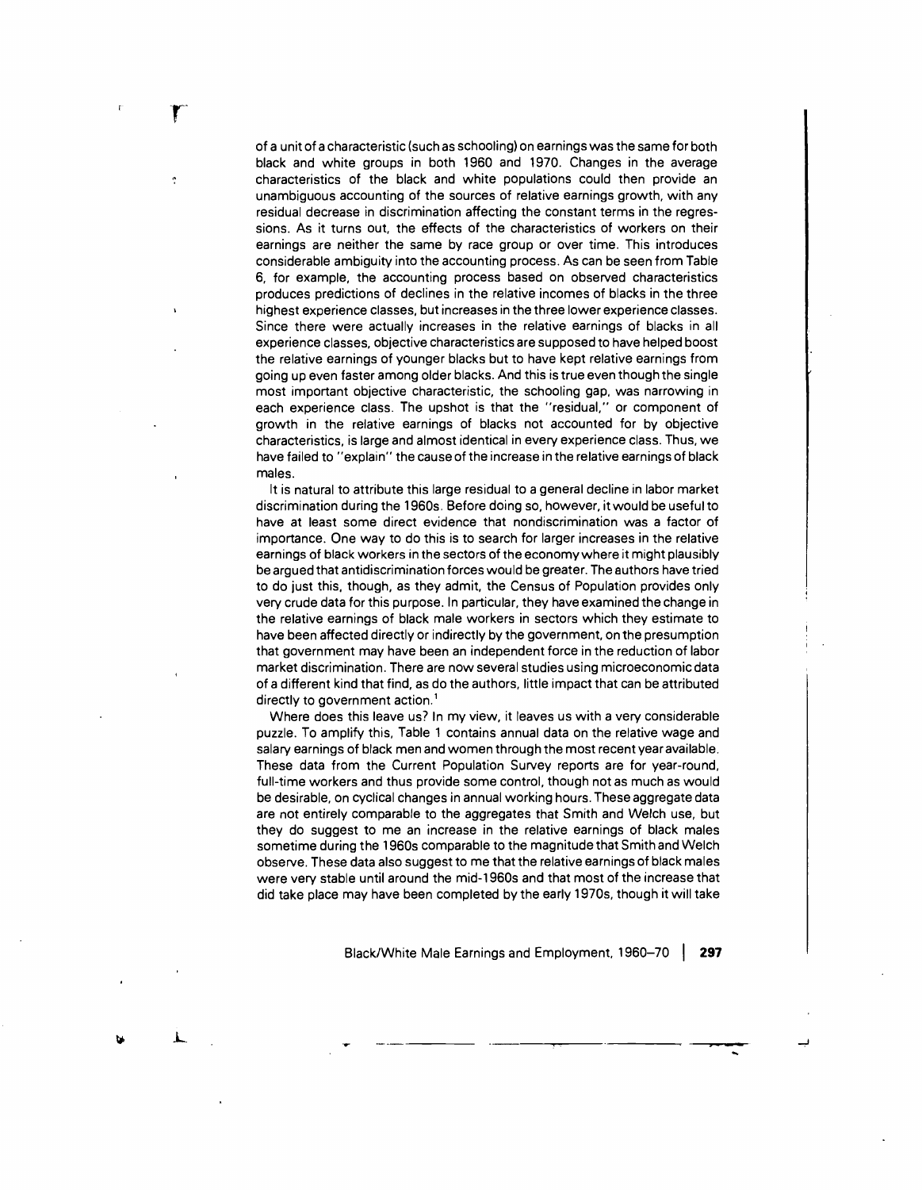of a unit of a characteristic (such as schooling) on earnings was the same for both black and white groups in both 1960 and 1970. Changes in the average characteristics of the black and white populations could then provide an unambiguous accounting of the sources of relative earnings growth, with any residual decrease in discrimination affecting the constant terms in the regressions. As it turns out, the effects of the characteristics of workers on their earnings are neither the same by race group or over time. This introduces considerable ambiguity into the accounting process. As can be seen from Table 6, for example, the accounting process based on observed characteristics produces predictions of declines in the relative incomes of blacks in the three highest experience classes, but increases in the three lower experience classes. Since there were actually increases in the relative earnings of blacks in all experience classes, objective characteristics are supposed to have helped boost the relative earnings of younger blacks but to have kept relative earnings from going up even faster among older blacks. And this is true even though the single most important objective characteristic, the schooling gap, was narrowing in each experience class. The upshot is that the "residual," or component of growth in the relative earnings of blacks not accounted for by objective characteristics, is large and almost identical in every experience class. Thus, we have failed to "explain" the cause of the increase in the relative earnings of black males.

It is natural to attribute this large residual to a general decline in labor market discrimination during the 1960s. Before doing so, however, it would be useful to have at least some direct evidence that nondiscrimination was a factor of importance. One way to do this is to search for larger increases in the relative earnings of black workers in the sectors of the economy where it might plausibly be argued that antidiscrimination forces would be greater. The authors have tried to do just this, though, as they admit, the Census of Population provides only very crude data for this purpose. In particular, they have examined the change in the relative earnings of black male workers in sectors which they estimate to have been affected directly or indirectly by the government, on the presumption that government may have been an independent force in the reduction of labor market discrimination. There are now several studies using microeconomic data of a different kind that find, as do the authors, little impact that can be attributed directly to government action.[1]

Where does this leave us? In my view, it leaves us with a very considerable puzzle. To amplify this, Table 1 contains annual data on the relative wage and salary earnings of black men and women through the most recent year available. These data from the Current Population Survey reports are for year-round, full-time workers and thus provide some control, though not as much as would be desirable, on cyclical changes in annual working hours. These aggregate data are not entirely comparable to the aggregates that Smith and Welch use, but they do suggest to me an increase in the relative earnings of black males sometime during the 1960s comparable to the magnitude that Smith and Welch observe. These data also suggest to me that the relative earnings of black males were very stable until around the mid-1960s and that most of the increase that did take place may have been completed by the early 1970s, though it will take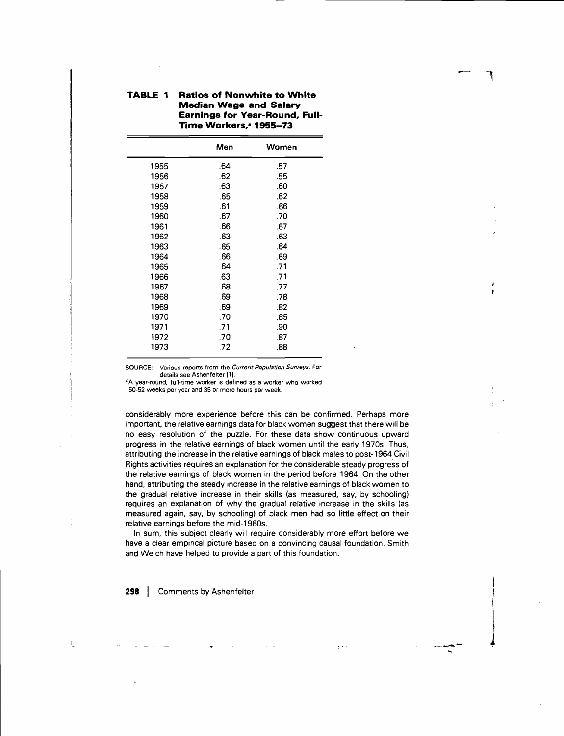**TABLE 1 Ratios of Nonwhite to White Median Wage and Salary Earnings for Year-Round, Full-Time Workers,[a] 1955–73**

| | Men | Women |
|---|---|---|
| 1955 | .64 | .57 |
| 1956 | .62 | .55 |
| 1957 | .63 | .60 |
| 1958 | .65 | .62 |
| 1959 | .61 | .66 |
| 1960 | .67 | .70 |
| 1961 | .66 | .67 |
| 1962 | .63 | .63 |
| 1963 | .65 | .64 |
| 1964 | .66 | .69 |
| 1965 | .64 | .71 |
| 1966 | .63 | .71 |
| 1967 | .68 | .77 |
| 1968 | .69 | .78 |
| 1969 | .69 | .82 |
| 1970 | .70 | .85 |
| 1971 | .71 | .90 |
| 1972 | .70 | .87 |
| 1973 | .72 | .88 |

SOURCE: Various reports from the *Current Population Surveys*. For details see Ashenfelter [1].

[a]A year-round, full-time worker is defined as a worker who worked 50-52 weeks per year and 35 or more hours per week.

considerably more experience before this can be confirmed. Perhaps more important, the relative earnings data for black women suggest that there will be no easy resolution of the puzzle. For these data show continuous upward progress in the relative earnings of black women until the early 1970s. Thus, attributing the increase in the relative earnings of black males to post-1964 Civil Rights activities requires an explanation for the considerable steady progress of the relative earnings of black women in the period before 1964. On the other hand, attributing the steady increase in the relative earnings of black women to the gradual relative increase in their skills (as measured, say, by schooling) requires an explanation of why the gradual relative increase in the skills (as measured again, say, by schooling) of black men had so little effect on their relative earnings before the mid-1960s.

In sum, this subject clearly will require considerably more effort before we have a clear empirical picture based on a convincing causal foundation. Smith and Welch have helped to provide a part of this foundation.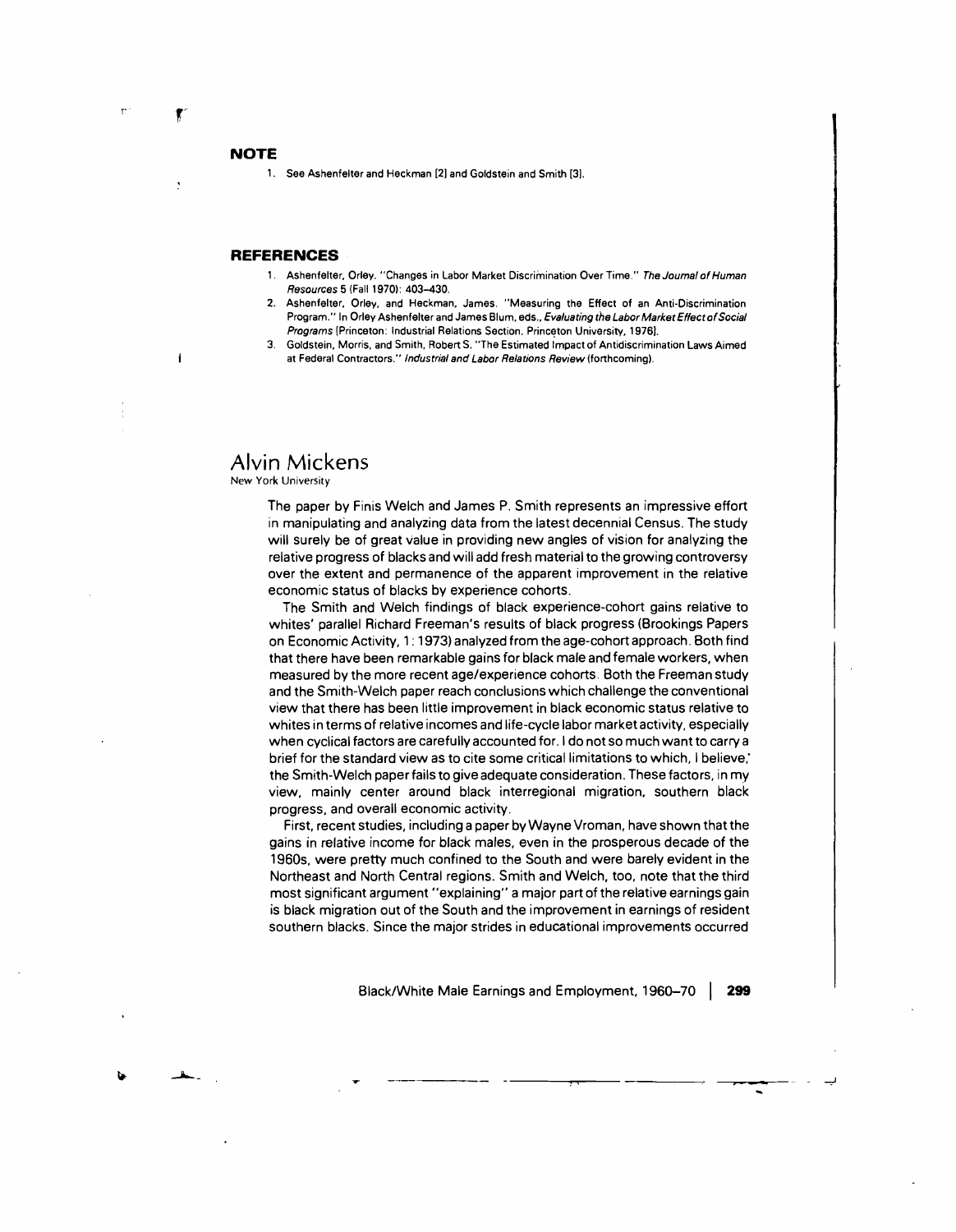## NOTE

1. See Ashenfelter and Heckman [2] and Goldstein and Smith [3].

## REFERENCES

1. Ashenfelter, Orley. "Changes in Labor Market Discrimination Over Time." *The Journal of Human Resources* 5 (Fall 1970): 403–430.
2. Ashenfelter, Orley, and Heckman, James. "Measuring the Effect of an Anti-Discrimination Program." In Orley Ashenfelter and James Blum, eds., *Evaluating the Labor Market Effect of Social Programs* (Princeton: Industrial Relations Section, Princeton University, 1976).
3. Goldstein, Morris, and Smith, Robert S. "The Estimated Impact of Antidiscrimination Laws Aimed at Federal Contractors." *Industrial and Labor Relations Review* (forthcoming).

# Alvin Mickens

New York University

The paper by Finis Welch and James P. Smith represents an impressive effort in manipulating and analyzing data from the latest decennial Census. The study will surely be of great value in providing new angles of vision for analyzing the relative progress of blacks and will add fresh material to the growing controversy over the extent and permanence of the apparent improvement in the relative economic status of blacks by experience cohorts.

The Smith and Welch findings of black experience-cohort gains relative to whites' parallel Richard Freeman's results of black progress (Brookings Papers on Economic Activity, 1 : 1973) analyzed from the age-cohort approach. Both find that there have been remarkable gains for black male and female workers, when measured by the more recent age/experience cohorts. Both the Freeman study and the Smith-Welch paper reach conclusions which challenge the conventional view that there has been little improvement in black economic status relative to whites in terms of relative incomes and life-cycle labor market activity, especially when cyclical factors are carefully accounted for. I do not so much want to carry a brief for the standard view as to cite some critical limitations to which, I believe, the Smith-Welch paper fails to give adequate consideration. These factors, in my view, mainly center around black interregional migration, southern black progress, and overall economic activity.

First, recent studies, including a paper by Wayne Vroman, have shown that the gains in relative income for black males, even in the prosperous decade of the 1960s, were pretty much confined to the South and were barely evident in the Northeast and North Central regions. Smith and Welch, too, note that the third most significant argument "explaining" a major part of the relative earnings gain is black migration out of the South and the improvement in earnings of resident southern blacks. Since the major strides in educational improvements occurred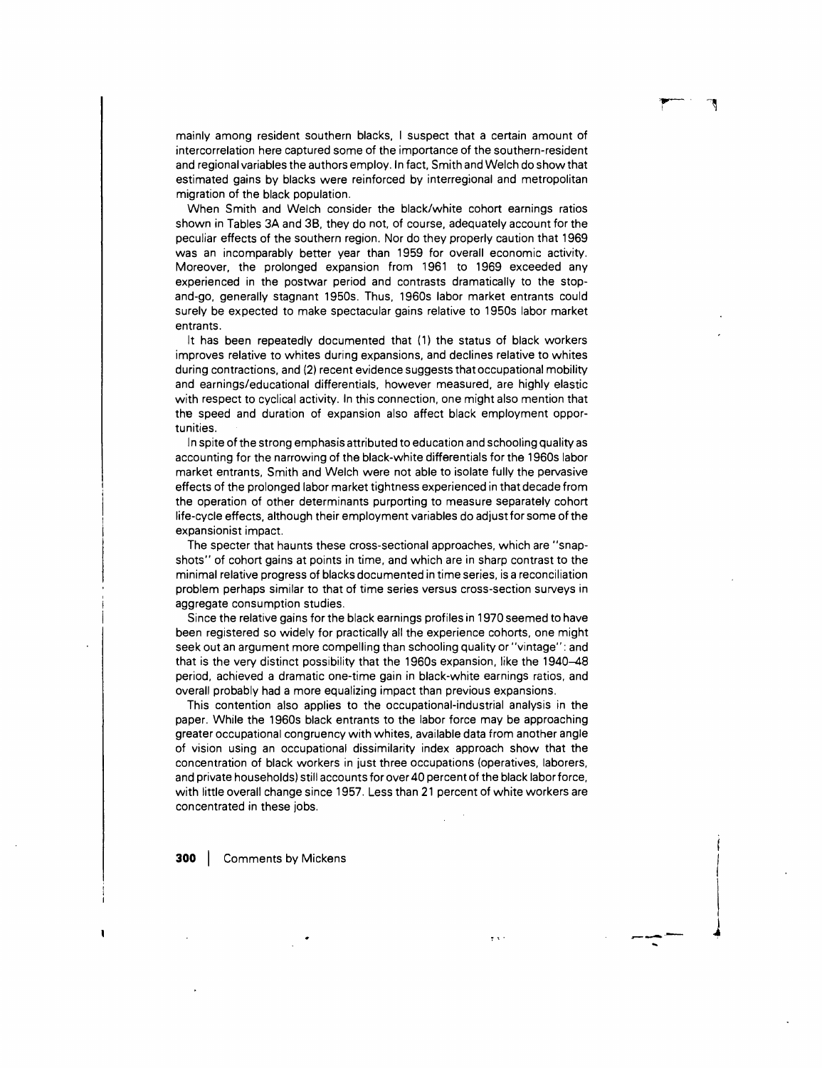mainly among resident southern blacks, I suspect that a certain amount of intercorrelation here captured some of the importance of the southern-resident and regional variables the authors employ. In fact, Smith and Welch do show that estimated gains by blacks were reinforced by interregional and metropolitan migration of the black population.

When Smith and Welch consider the black/white cohort earnings ratios shown in Tables 3A and 3B, they do not, of course, adequately account for the peculiar effects of the southern region. Nor do they properly caution that 1969 was an incomparably better year than 1959 for overall economic activity. Moreover, the prolonged expansion from 1961 to 1969 exceeded any experienced in the postwar period and contrasts dramatically to the stop-and-go, generally stagnant 1950s. Thus, 1960s labor market entrants could surely be expected to make spectacular gains relative to 1950s labor market entrants.

It has been repeatedly documented that (1) the status of black workers improves relative to whites during expansions, and declines relative to whites during contractions, and (2) recent evidence suggests that occupational mobility and earnings/educational differentials, however measured, are highly elastic with respect to cyclical activity. In this connection, one might also mention that the speed and duration of expansion also affect black employment opportunities.

In spite of the strong emphasis attributed to education and schooling quality as accounting for the narrowing of the black-white differentials for the 1960s labor market entrants, Smith and Welch were not able to isolate fully the pervasive effects of the prolonged labor market tightness experienced in that decade from the operation of other determinants purporting to measure separately cohort life-cycle effects, although their employment variables do adjust for some of the expansionist impact.

The specter that haunts these cross-sectional approaches, which are "snapshots" of cohort gains at points in time, and which are in sharp contrast to the minimal relative progress of blacks documented in time series, is a reconciliation problem perhaps similar to that of time series versus cross-section surveys in aggregate consumption studies.

Since the relative gains for the black earnings profiles in 1970 seemed to have been registered so widely for practically all the experience cohorts, one might seek out an argument more compelling than schooling quality or "vintage": and that is the very distinct possibility that the 1960s expansion, like the 1940–48 period, achieved a dramatic one-time gain in black-white earnings ratios, and overall probably had a more equalizing impact than previous expansions.

This contention also applies to the occupational-industrial analysis in the paper. While the 1960s black entrants to the labor force may be approaching greater occupational congruency with whites, available data from another angle of vision using an occupational dissimilarity index approach show that the concentration of black workers in just three occupations (operatives, laborers, and private households) still accounts for over 40 percent of the black labor force, with little overall change since 1957. Less than 21 percent of white workers are concentrated in these jobs.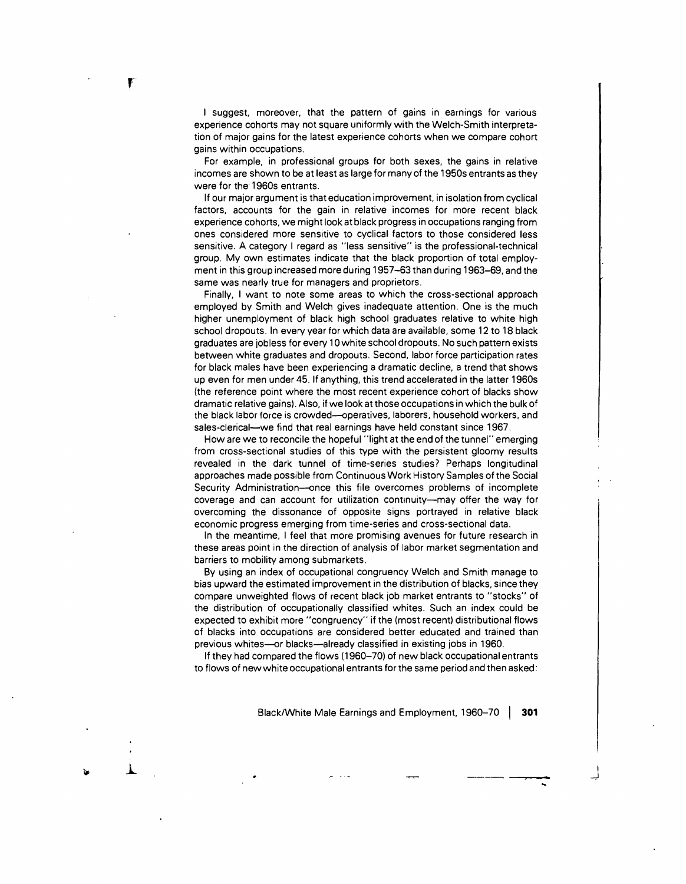I suggest, moreover, that the pattern of gains in earnings for various experience cohorts may not square uniformly with the Welch-Smith interpretation of major gains for the latest experience cohorts when we compare cohort gains within occupations.

For example, in professional groups for both sexes, the gains in relative incomes are shown to be at least as large for many of the 1950s entrants as they were for the 1960s entrants.

If our major argument is that education improvement, in isolation from cyclical factors, accounts for the gain in relative incomes for more recent black experience cohorts, we might look at black progress in occupations ranging from ones considered more sensitive to cyclical factors to those considered less sensitive. A category I regard as "less sensitive" is the professional-technical group. My own estimates indicate that the black proportion of total employment in this group increased more during 1957–63 than during 1963–69, and the same was nearly true for managers and proprietors.

Finally, I want to note some areas to which the cross-sectional approach employed by Smith and Welch gives inadequate attention. One is the much higher unemployment of black high school graduates relative to white high school dropouts. In every year for which data are available, some 12 to 18 black graduates are jobless for every 10 white school dropouts. No such pattern exists between white graduates and dropouts. Second, labor force participation rates for black males have been experiencing a dramatic decline, a trend that shows up even for men under 45. If anything, this trend accelerated in the latter 1960s (the reference point where the most recent experience cohort of blacks show dramatic relative gains). Also, if we look at those occupations in which the bulk of the black labor force is crowded—operatives, laborers, household workers, and sales-clerical—we find that real earnings have held constant since 1967.

How are we to reconcile the hopeful "light at the end of the tunnel" emerging from cross-sectional studies of this type with the persistent gloomy results revealed in the dark tunnel of time-series studies? Perhaps longitudinal approaches made possible from Continuous Work History Samples of the Social Security Administration—once this file overcomes problems of incomplete coverage and can account for utilization continuity—may offer the way for overcoming the dissonance of opposite signs portrayed in relative black economic progress emerging from time-series and cross-sectional data.

In the meantime, I feel that more promising avenues for future research in these areas point in the direction of analysis of labor market segmentation and barriers to mobility among submarkets.

By using an index of occupational congruency Welch and Smith manage to bias upward the estimated improvement in the distribution of blacks, since they compare unweighted flows of recent black job market entrants to "stocks" of the distribution of occupationally classified whites. Such an index could be expected to exhibit more "congruency" if the (most recent) distributional flows of blacks into occupations are considered better educated and trained than previous whites—or blacks—already classified in existing jobs in 1960.

If they had compared the flows (1960–70) of new black occupational entrants to flows of new white occupational entrants for the same period and then asked: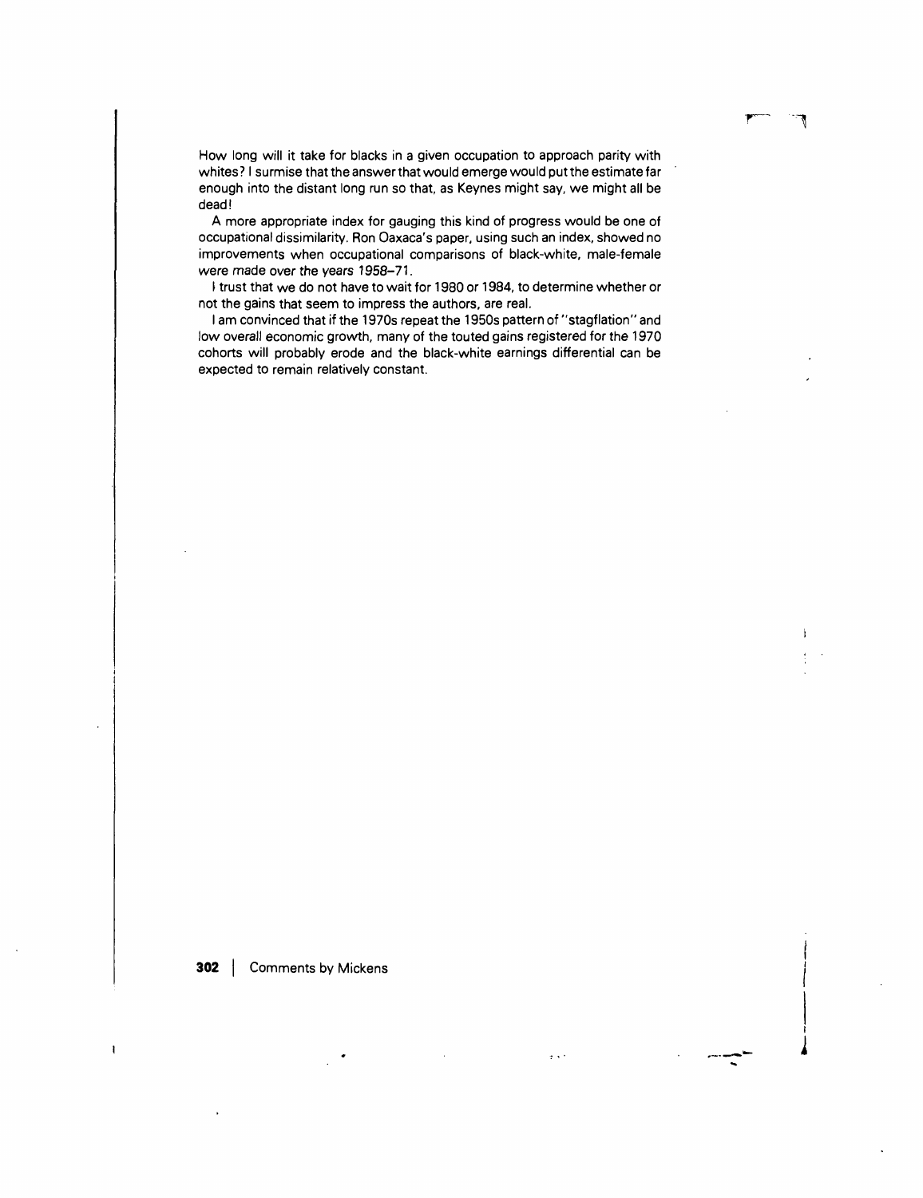How long will it take for blacks in a given occupation to approach parity with whites? I surmise that the answer that would emerge would put the estimate far enough into the distant long run so that, as Keynes might say, we might all be dead!

A more appropriate index for gauging this kind of progress would be one of occupational dissimilarity. Ron Oaxaca's paper, using such an index, showed no improvements when occupational comparisons of black-white, male-female were made over the years 1958–71.

I trust that we do not have to wait for 1980 or 1984, to determine whether or not the gains that seem to impress the authors, are real.

I am convinced that if the 1970s repeat the 1950s pattern of "stagflation" and low overall economic growth, many of the touted gains registered for the 1970 cohorts will probably erode and the black-white earnings differential can be expected to remain relatively constant.